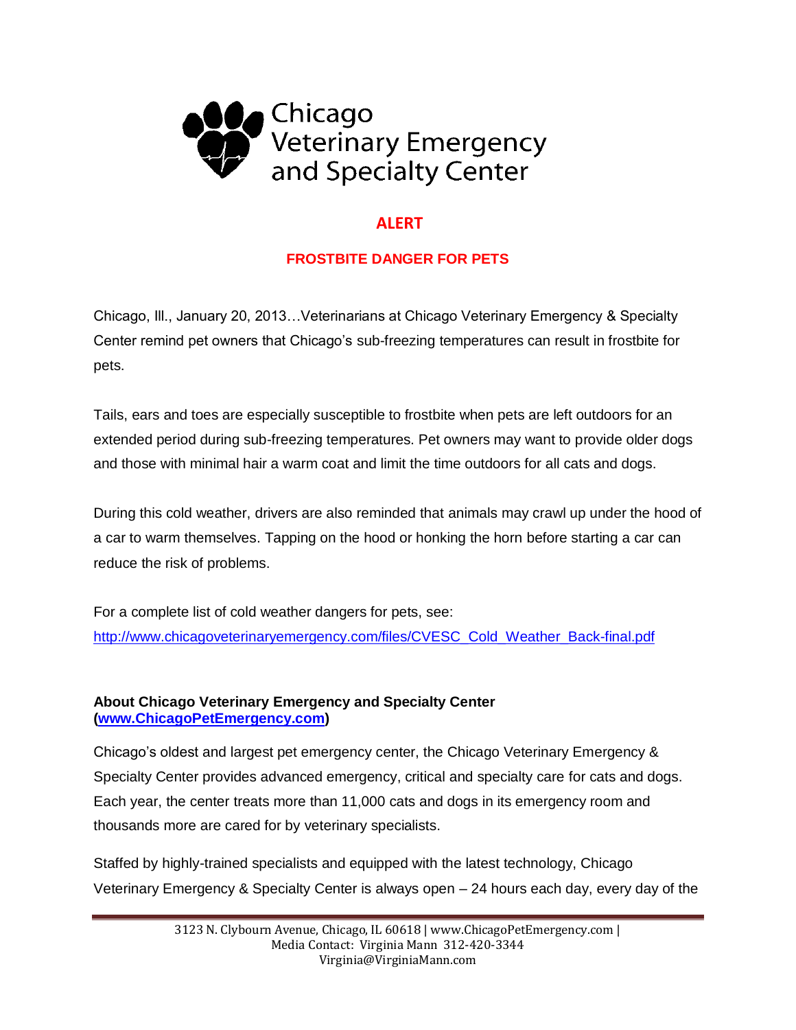Chicago Veterinary Emergency and Specialty Center

# ALERT

## FROSTBITE DANGER FOR PETS

Chicago, Ill., January 20, 2013…Veterinarians at Chicago Veterinary Emergency & Specialty Center remind pet owners that Chicago's sub-freezing temperatures can result in frostbite for pets.

Tails, ears and toes are especially susceptible to frostbite when pets are left outdoors for an extended period during sub-freezing temperatures. Pet owners may want to provide older dogs and those with minimal hair a warm coat and limit the time outdoors for all cats and dogs.

During this cold weather, drivers are also reminded that animals may crawl up under the hood of a car to warm themselves. Tapping on the hood or honking the horn before starting a car can reduce the risk of problems.

For a complete list of cold weather dangers for pets, see:
[http://www.chicagoveterinaryemergency.com/files/CVESC_Cold_Weather_Back-final.pdf](http://www.chicagoveterinaryemergency.com/files/CVESC_Cold_Weather_Back-final.pdf)

**About Chicago Veterinary Emergency and Specialty Center ([www.ChicagoPetEmergency.com](http://www.ChicagoPetEmergency.com))**

Chicago's oldest and largest pet emergency center, the Chicago Veterinary Emergency & Specialty Center provides advanced emergency, critical and specialty care for cats and dogs. Each year, the center treats more than 11,000 cats and dogs in its emergency room and thousands more are cared for by veterinary specialists.

Staffed by highly-trained specialists and equipped with the latest technology, Chicago Veterinary Emergency & Specialty Center is always open – 24 hours each day, every day of the

3123 N. Clybourn Avenue, Chicago, IL 60618 | www.ChicagoPetEmergency.com |
Media Contact: Virginia Mann 312-420-3344
Virginia@VirginiaMann.com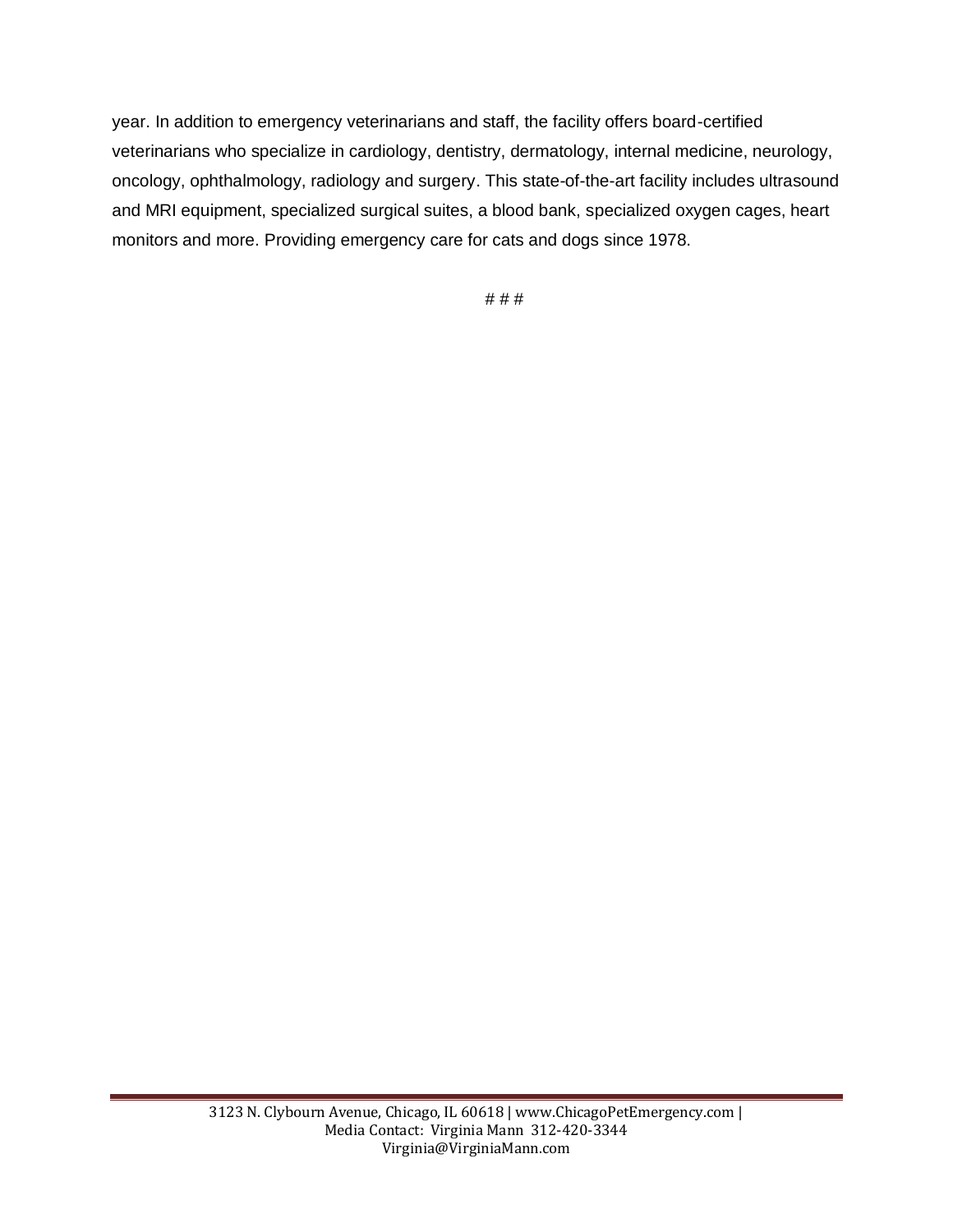year. In addition to emergency veterinarians and staff, the facility offers board-certified veterinarians who specialize in cardiology, dentistry, dermatology, internal medicine, neurology, oncology, ophthalmology, radiology and surgery. This state-of-the-art facility includes ultrasound and MRI equipment, specialized surgical suites, a blood bank, specialized oxygen cages, heart monitors and more. Providing emergency care for cats and dogs since 1978.

# # #